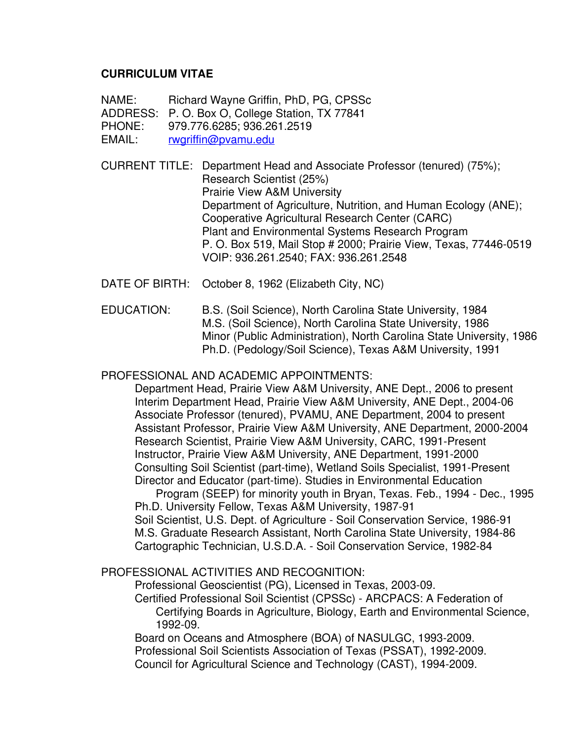# CURRICULUM VITAE

NAME: Richard Wayne Griffin, PhD, PG, CPSSc
ADDRESS: P. O. Box O, College Station, TX 77841
PHONE: 979.776.6285; 936.261.2519
EMAIL: rwgriffin@pvamu.edu

CURRENT TITLE: Department Head and Associate Professor (tenured) (75%);
Research Scientist (25%)
Prairie View A&M University
Department of Agriculture, Nutrition, and Human Ecology (ANE);
Cooperative Agricultural Research Center (CARC)
Plant and Environmental Systems Research Program
P. O. Box 519, Mail Stop # 2000; Prairie View, Texas, 77446-0519
VOIP: 936.261.2540; FAX: 936.261.2548

DATE OF BIRTH: October 8, 1962 (Elizabeth City, NC)

EDUCATION:
B.S. (Soil Science), North Carolina State University, 1984
M.S. (Soil Science), North Carolina State University, 1986
Minor (Public Administration), North Carolina State University, 1986
Ph.D. (Pedology/Soil Science), Texas A&M University, 1991

PROFESSIONAL AND ACADEMIC APPOINTMENTS:

- Department Head, Prairie View A&M University, ANE Dept., 2006 to present
- Interim Department Head, Prairie View A&M University, ANE Dept., 2004-06
- Associate Professor (tenured), PVAMU, ANE Department, 2004 to present
- Assistant Professor, Prairie View A&M University, ANE Department, 2000-2004
- Research Scientist, Prairie View A&M University, CARC, 1991-Present
- Instructor, Prairie View A&M University, ANE Department, 1991-2000
- Consulting Soil Scientist (part-time), Wetland Soils Specialist, 1991-Present
- Director and Educator (part-time). Studies in Environmental Education Program (SEEP) for minority youth in Bryan, Texas. Feb., 1994 - Dec., 1995
- Ph.D. University Fellow, Texas A&M University, 1987-91
- Soil Scientist, U.S. Dept. of Agriculture - Soil Conservation Service, 1986-91
- M.S. Graduate Research Assistant, North Carolina State University, 1984-86
- Cartographic Technician, U.S.D.A. - Soil Conservation Service, 1982-84

PROFESSIONAL ACTIVITIES AND RECOGNITION:

- Professional Geoscientist (PG), Licensed in Texas, 2003-09.
- Certified Professional Soil Scientist (CPSSc) - ARCPACS: A Federation of Certifying Boards in Agriculture, Biology, Earth and Environmental Science, 1992-09.
- Board on Oceans and Atmosphere (BOA) of NASULGC, 1993-2009.
- Professional Soil Scientists Association of Texas (PSSAT), 1992-2009.
- Council for Agricultural Science and Technology (CAST), 1994-2009.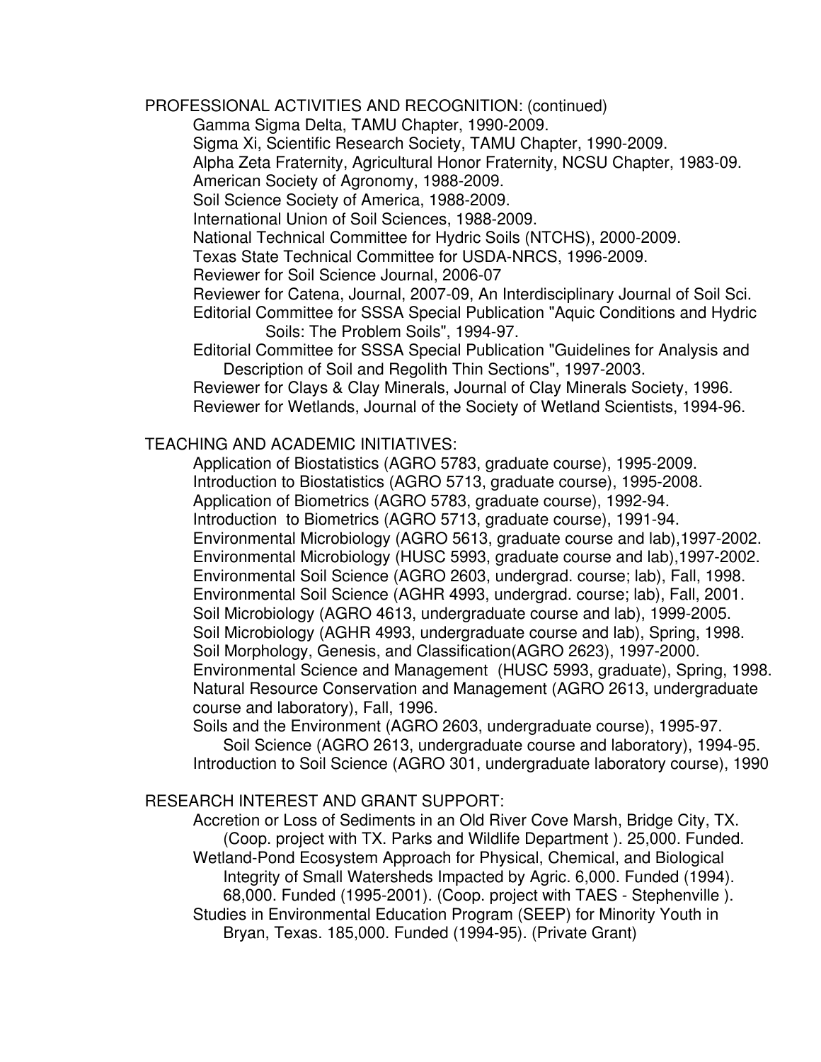PROFESSIONAL ACTIVITIES AND RECOGNITION: (continued)

- Gamma Sigma Delta, TAMU Chapter, 1990-2009.
- Sigma Xi, Scientific Research Society, TAMU Chapter, 1990-2009.
- Alpha Zeta Fraternity, Agricultural Honor Fraternity, NCSU Chapter, 1983-09.
- American Society of Agronomy, 1988-2009.
- Soil Science Society of America, 1988-2009.
- International Union of Soil Sciences, 1988-2009.
- National Technical Committee for Hydric Soils (NTCHS), 2000-2009.
- Texas State Technical Committee for USDA-NRCS, 1996-2009.
- Reviewer for Soil Science Journal, 2006-07
- Reviewer for Catena, Journal, 2007-09, An Interdisciplinary Journal of Soil Sci.
- Editorial Committee for SSSA Special Publication "Aquic Conditions and Hydric Soils: The Problem Soils", 1994-97.
- Editorial Committee for SSSA Special Publication "Guidelines for Analysis and Description of Soil and Regolith Thin Sections", 1997-2003.
- Reviewer for Clays & Clay Minerals, Journal of Clay Minerals Society, 1996.
- Reviewer for Wetlands, Journal of the Society of Wetland Scientists, 1994-96.

TEACHING AND ACADEMIC INITIATIVES:

- Application of Biostatistics (AGRO 5783, graduate course), 1995-2009.
- Introduction to Biostatistics (AGRO 5713, graduate course), 1995-2008.
- Application of Biometrics (AGRO 5783, graduate course), 1992-94.
- Introduction to Biometrics (AGRO 5713, graduate course), 1991-94.
- Environmental Microbiology (AGRO 5613, graduate course and lab),1997-2002.
- Environmental Microbiology (HUSC 5993, graduate course and lab),1997-2002.
- Environmental Soil Science (AGRO 2603, undergrad. course; lab), Fall, 1998.
- Environmental Soil Science (AGHR 4993, undergrad. course; lab), Fall, 2001.
- Soil Microbiology (AGRO 4613, undergraduate course and lab), 1999-2005.
- Soil Microbiology (AGHR 4993, undergraduate course and lab), Spring, 1998.
- Soil Morphology, Genesis, and Classification(AGRO 2623), 1997-2000.
- Environmental Science and Management (HUSC 5993, graduate), Spring, 1998.
- Natural Resource Conservation and Management (AGRO 2613, undergraduate course and laboratory), Fall, 1996.
- Soils and the Environment (AGRO 2603, undergraduate course), 1995-97.
- Soil Science (AGRO 2613, undergraduate course and laboratory), 1994-95.
- Introduction to Soil Science (AGRO 301, undergraduate laboratory course), 1990

RESEARCH INTEREST AND GRANT SUPPORT:

- Accretion or Loss of Sediments in an Old River Cove Marsh, Bridge City, TX. (Coop. project with TX. Parks and Wildlife Department ). 25,000. Funded.
- Wetland-Pond Ecosystem Approach for Physical, Chemical, and Biological Integrity of Small Watersheds Impacted by Agric. 6,000. Funded (1994). 68,000. Funded (1995-2001). (Coop. project with TAES - Stephenville ).
- Studies in Environmental Education Program (SEEP) for Minority Youth in Bryan, Texas. 185,000. Funded (1994-95). (Private Grant)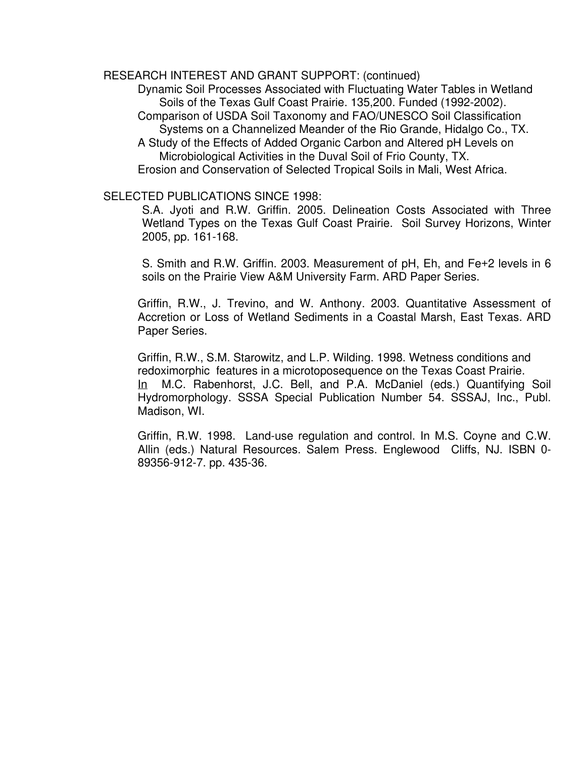RESEARCH INTEREST AND GRANT SUPPORT: (continued)

- Dynamic Soil Processes Associated with Fluctuating Water Tables in Wetland Soils of the Texas Gulf Coast Prairie. 135,200. Funded (1992-2002).
- Comparison of USDA Soil Taxonomy and FAO/UNESCO Soil Classification Systems on a Channelized Meander of the Rio Grande, Hidalgo Co., TX.
- A Study of the Effects of Added Organic Carbon and Altered pH Levels on Microbiological Activities in the Duval Soil of Frio County, TX.
- Erosion and Conservation of Selected Tropical Soils in Mali, West Africa.

SELECTED PUBLICATIONS SINCE 1998:

S.A. Jyoti and R.W. Griffin. 2005. Delineation Costs Associated with Three Wetland Types on the Texas Gulf Coast Prairie. Soil Survey Horizons, Winter 2005, pp. 161-168.

S. Smith and R.W. Griffin. 2003. Measurement of pH, Eh, and Fe+2 levels in 6 soils on the Prairie View A&M University Farm. ARD Paper Series.

Griffin, R.W., J. Trevino, and W. Anthony. 2003. Quantitative Assessment of Accretion or Loss of Wetland Sediments in a Coastal Marsh, East Texas. ARD Paper Series.

Griffin, R.W., S.M. Starowitz, and L.P. Wilding. 1998. Wetness conditions and redoximorphic features in a microtoposequence on the Texas Coast Prairie. In M.C. Rabenhorst, J.C. Bell, and P.A. McDaniel (eds.) Quantifying Soil Hydromorphology. SSSA Special Publication Number 54. SSSAJ, Inc., Publ. Madison, WI.

Griffin, R.W. 1998. Land-use regulation and control. In M.S. Coyne and C.W. Allin (eds.) Natural Resources. Salem Press. Englewood Cliffs, NJ. ISBN 0-89356-912-7. pp. 435-36.